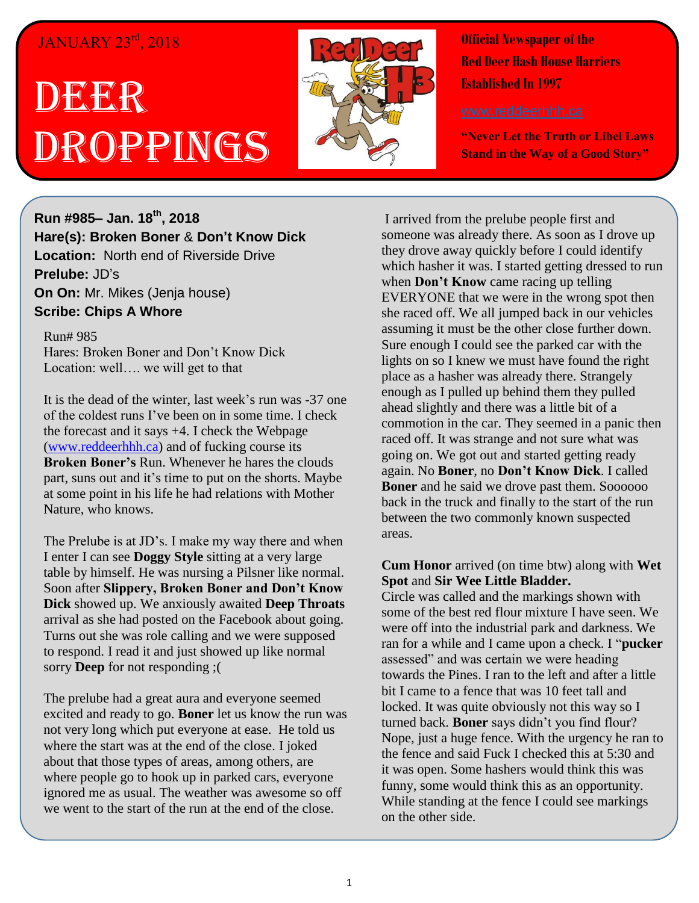JANUARY 23rd, 2018

# DEER DROPPINGS

**Official Newspaper of the Red Deer Hash House Harriers Established In 1997**

www.reddeerhhh.ca

**"Never Let the Truth or Libel Laws Stand in the Way of a Good Story"**

**Run #985– Jan. 18th, 2018**
**Hare(s): Broken Boner** & **Don't Know Dick**
**Location:** North end of Riverside Drive
**Prelube:** JD's
**On On:** Mr. Mikes (Jenja house)
**Scribe: Chips A Whore**

Run# 985
Hares: Broken Boner and Don't Know Dick
Location: well…. we will get to that

It is the dead of the winter, last week's run was -37 one of the coldest runs I've been on in some time. I check the forecast and it says +4. I check the Webpage (www.reddeerhhh.ca) and of fucking course its **Broken Boner's** Run. Whenever he hares the clouds part, suns out and it's time to put on the shorts. Maybe at some point in his life he had relations with Mother Nature, who knows.

The Prelube is at JD's. I make my way there and when I enter I can see **Doggy Style** sitting at a very large table by himself. He was nursing a Pilsner like normal. Soon after **Slippery, Broken Boner and Don't Know Dick** showed up. We anxiously awaited **Deep Throats** arrival as she had posted on the Facebook about going. Turns out she was role calling and we were supposed to respond. I read it and just showed up like normal sorry **Deep** for not responding ;(

The prelube had a great aura and everyone seemed excited and ready to go. **Boner** let us know the run was not very long which put everyone at ease. He told us where the start was at the end of the close. I joked about that those types of areas, among others, are where people go to hook up in parked cars, everyone ignored me as usual. The weather was awesome so off we went to the start of the run at the end of the close.

I arrived from the prelube people first and someone was already there. As soon as I drove up they drove away quickly before I could identify which hasher it was. I started getting dressed to run when **Don't Know** came racing up telling EVERYONE that we were in the wrong spot then she raced off. We all jumped back in our vehicles assuming it must be the other close further down. Sure enough I could see the parked car with the lights on so I knew we must have found the right place as a hasher was already there. Strangely enough as I pulled up behind them they pulled ahead slightly and there was a little bit of a commotion in the car. They seemed in a panic then raced off. It was strange and not sure what was going on. We got out and started getting ready again. No **Boner**, no **Don't Know Dick**. I called **Boner** and he said we drove past them. Soooooo back in the truck and finally to the start of the run between the two commonly known suspected areas.

**Cum Honor** arrived (on time btw) along with **Wet Spot** and **Sir Wee Little Bladder.**
Circle was called and the markings shown with some of the best red flour mixture I have seen. We were off into the industrial park and darkness. We ran for a while and I came upon a check. I "**pucker** assessed" and was certain we were heading towards the Pines. I ran to the left and after a little bit I came to a fence that was 10 feet tall and locked. It was quite obviously not this way so I turned back. **Boner** says didn't you find flour? Nope, just a huge fence. With the urgency he ran to the fence and said Fuck I checked this at 5:30 and it was open. Some hashers would think this was funny, some would think this as an opportunity. While standing at the fence I could see markings on the other side.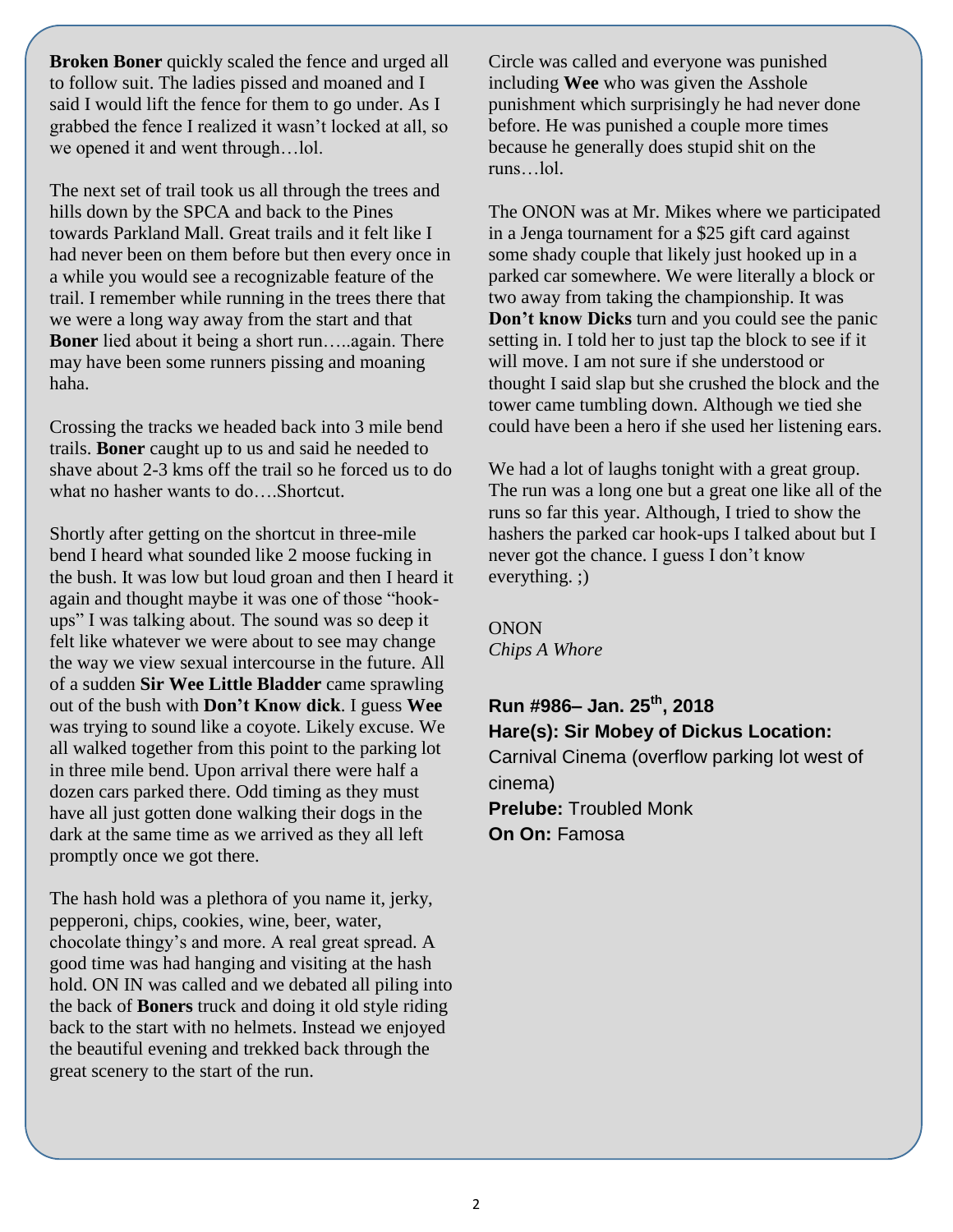**Broken Boner** quickly scaled the fence and urged all to follow suit. The ladies pissed and moaned and I said I would lift the fence for them to go under. As I grabbed the fence I realized it wasn't locked at all, so we opened it and went through…lol.

The next set of trail took us all through the trees and hills down by the SPCA and back to the Pines towards Parkland Mall. Great trails and it felt like I had never been on them before but then every once in a while you would see a recognizable feature of the trail. I remember while running in the trees there that we were a long way away from the start and that **Boner** lied about it being a short run…..again. There may have been some runners pissing and moaning haha.

Crossing the tracks we headed back into 3 mile bend trails. **Boner** caught up to us and said he needed to shave about 2-3 kms off the trail so he forced us to do what no hasher wants to do….Shortcut.

Shortly after getting on the shortcut in three-mile bend I heard what sounded like 2 moose fucking in the bush. It was low but loud groan and then I heard it again and thought maybe it was one of those "hook-ups" I was talking about. The sound was so deep it felt like whatever we were about to see may change the way we view sexual intercourse in the future. All of a sudden **Sir Wee Little Bladder** came sprawling out of the bush with **Don't Know dick**. I guess **Wee** was trying to sound like a coyote. Likely excuse. We all walked together from this point to the parking lot in three mile bend. Upon arrival there were half a dozen cars parked there. Odd timing as they must have all just gotten done walking their dogs in the dark at the same time as we arrived as they all left promptly once we got there.

The hash hold was a plethora of you name it, jerky, pepperoni, chips, cookies, wine, beer, water, chocolate thingy's and more. A real great spread. A good time was had hanging and visiting at the hash hold. ON IN was called and we debated all piling into the back of **Boners** truck and doing it old style riding back to the start with no helmets. Instead we enjoyed the beautiful evening and trekked back through the great scenery to the start of the run.

Circle was called and everyone was punished including **Wee** who was given the Asshole punishment which surprisingly he had never done before. He was punished a couple more times because he generally does stupid shit on the runs…lol.

The ONON was at Mr. Mikes where we participated in a Jenga tournament for a $25 gift card against some shady couple that likely just hooked up in a parked car somewhere. We were literally a block or two away from taking the championship. It was **Don't know Dicks** turn and you could see the panic setting in. I told her to just tap the block to see if it will move. I am not sure if she understood or thought I said slap but she crushed the block and the tower came tumbling down. Although we tied she could have been a hero if she used her listening ears.

We had a lot of laughs tonight with a great group. The run was a long one but a great one like all of the runs so far this year. Although, I tried to show the hashers the parked car hook-ups I talked about but I never got the chance. I guess I don't know everything. ;)

ONON
*Chips A Whore*

**Run #986– Jan. 25th, 2018**
**Hare(s): Sir Mobey of Dickus Location:** Carnival Cinema (overflow parking lot west of cinema)
**Prelube:** Troubled Monk
**On On:** Famosa